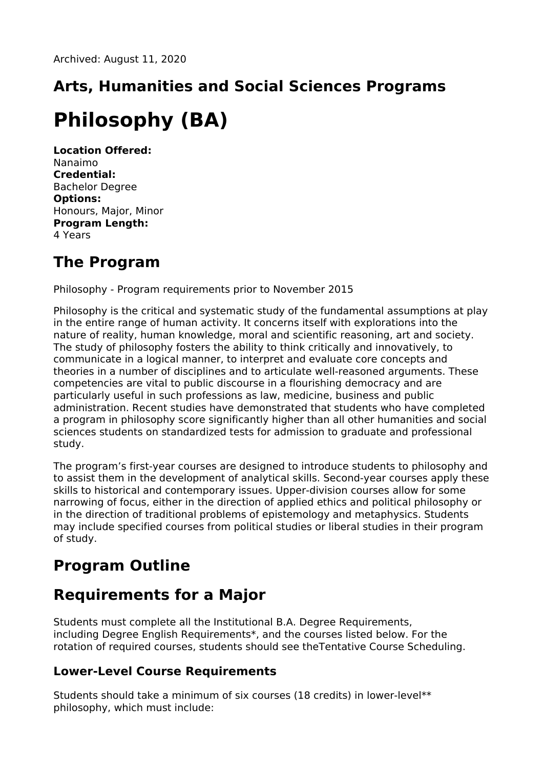Archived: August 11, 2020

## Arts, Humanities and Social Sciences Programs

# Philosophy (BA)

**Location Offered:**
Nanaimo
**Credential:**
Bachelor Degree
**Options:**
Honours, Major, Minor
**Program Length:**
4 Years

## The Program

Philosophy - Program requirements prior to November 2015

Philosophy is the critical and systematic study of the fundamental assumptions at play in the entire range of human activity. It concerns itself with explorations into the nature of reality, human knowledge, moral and scientific reasoning, art and society. The study of philosophy fosters the ability to think critically and innovatively, to communicate in a logical manner, to interpret and evaluate core concepts and theories in a number of disciplines and to articulate well-reasoned arguments. These competencies are vital to public discourse in a flourishing democracy and are particularly useful in such professions as law, medicine, business and public administration. Recent studies have demonstrated that students who have completed a program in philosophy score significantly higher than all other humanities and social sciences students on standardized tests for admission to graduate and professional study.

The program's first-year courses are designed to introduce students to philosophy and to assist them in the development of analytical skills. Second-year courses apply these skills to historical and contemporary issues. Upper-division courses allow for some narrowing of focus, either in the direction of applied ethics and political philosophy or in the direction of traditional problems of epistemology and metaphysics. Students may include specified courses from political studies or liberal studies in their program of study.

## Program Outline

## Requirements for a Major

Students must complete all the Institutional B.A. Degree Requirements, including Degree English Requirements*, and the courses listed below. For the rotation of required courses, students should see theTentative Course Scheduling.

### Lower-Level Course Requirements

Students should take a minimum of six courses (18 credits) in lower-level** philosophy, which must include: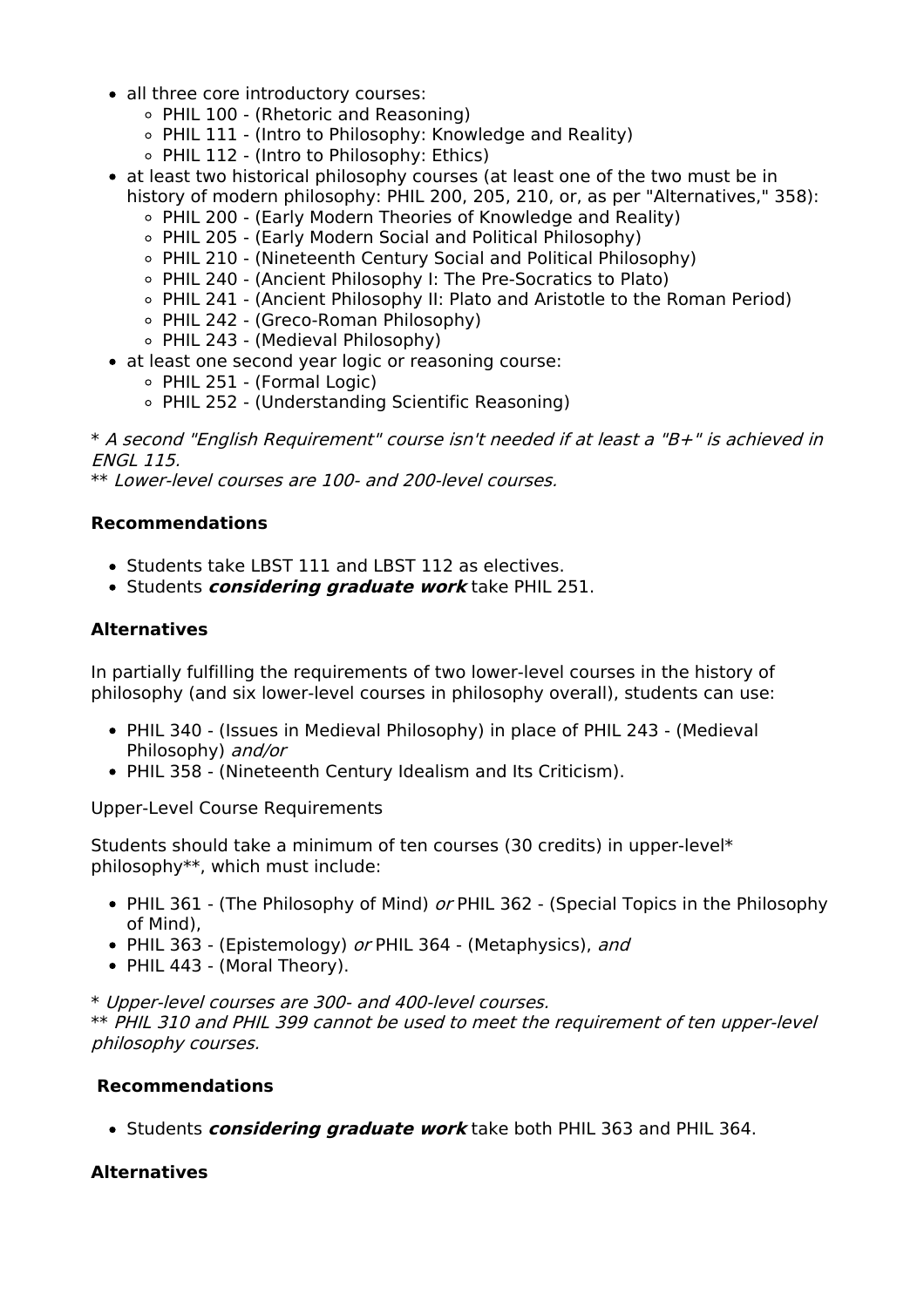- all three core introductory courses:
    - PHIL 100 - (Rhetoric and Reasoning)
    - PHIL 111 - (Intro to Philosophy: Knowledge and Reality)
    - PHIL 112 - (Intro to Philosophy: Ethics)
- at least two historical philosophy courses (at least one of the two must be in history of modern philosophy: PHIL 200, 205, 210, or, as per "Alternatives," 358):
    - PHIL 200 - (Early Modern Theories of Knowledge and Reality)
    - PHIL 205 - (Early Modern Social and Political Philosophy)
    - PHIL 210 - (Nineteenth Century Social and Political Philosophy)
    - PHIL 240 - (Ancient Philosophy I: The Pre-Socratics to Plato)
    - PHIL 241 - (Ancient Philosophy II: Plato and Aristotle to the Roman Period)
    - PHIL 242 - (Greco-Roman Philosophy)
    - PHIL 243 - (Medieval Philosophy)
- at least one second year logic or reasoning course:
    - PHIL 251 - (Formal Logic)
    - PHIL 252 - (Understanding Scientific Reasoning)

\* *A second "English Requirement" course isn't needed if at least a "B+" is achieved in ENGL 115.*
\*\* *Lower-level courses are 100- and 200-level courses.*

**Recommendations**

- Students take LBST 111 and LBST 112 as electives.
- Students ***considering graduate work*** take PHIL 251.

**Alternatives**

In partially fulfilling the requirements of two lower-level courses in the history of philosophy (and six lower-level courses in philosophy overall), students can use:

- PHIL 340 - (Issues in Medieval Philosophy) in place of PHIL 243 - (Medieval Philosophy) *and/or*
- PHIL 358 - (Nineteenth Century Idealism and Its Criticism).

Upper-Level Course Requirements

Students should take a minimum of ten courses (30 credits) in upper-level\* philosophy\*\*, which must include:

- PHIL 361 - (The Philosophy of Mind) *or* PHIL 362 - (Special Topics in the Philosophy of Mind),
- PHIL 363 - (Epistemology) *or* PHIL 364 - (Metaphysics), *and*
- PHIL 443 - (Moral Theory).

\* *Upper-level courses are 300- and 400-level courses.*
\*\* *PHIL 310 and PHIL 399 cannot be used to meet the requirement of ten upper-level philosophy courses.*

**Recommendations**

- Students ***considering graduate work*** take both PHIL 363 and PHIL 364.

**Alternatives**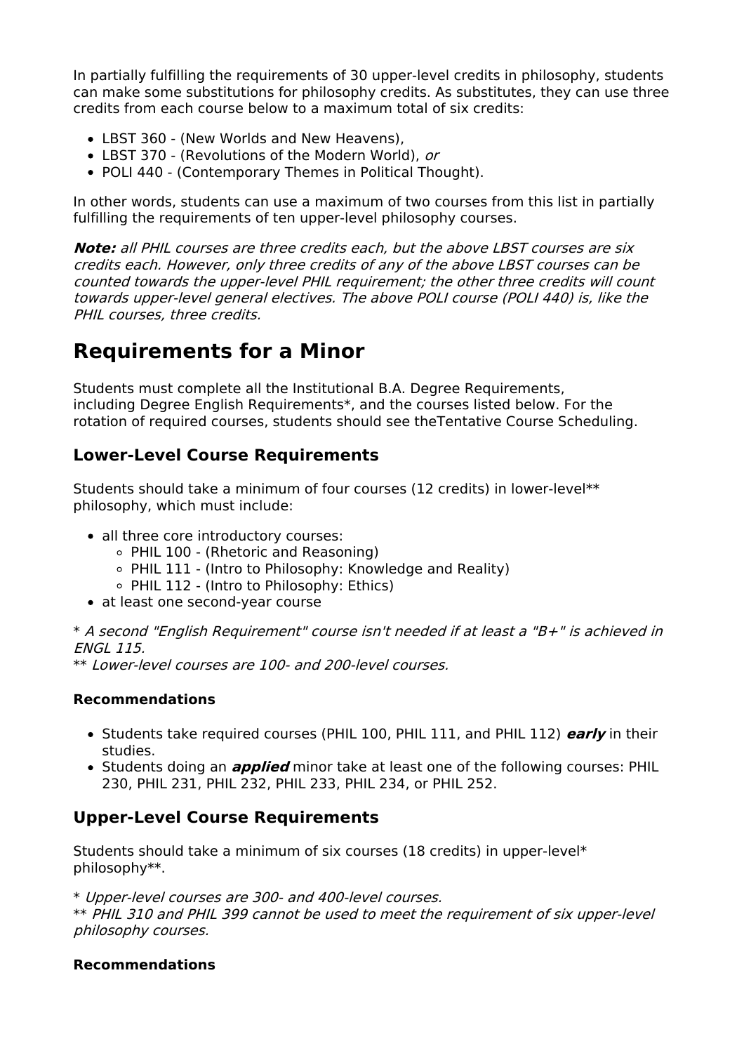In partially fulfilling the requirements of 30 upper-level credits in philosophy, students can make some substitutions for philosophy credits. As substitutes, they can use three credits from each course below to a maximum total of six credits:

- LBST 360 - (New Worlds and New Heavens),
- LBST 370 - (Revolutions of the Modern World), *or*
- POLI 440 - (Contemporary Themes in Political Thought).

In other words, students can use a maximum of two courses from this list in partially fulfilling the requirements of ten upper-level philosophy courses.

***Note:*** *all PHIL courses are three credits each, but the above LBST courses are six credits each. However, only three credits of any of the above LBST courses can be counted towards the upper-level PHIL requirement; the other three credits will count towards upper-level general electives. The above POLI course (POLI 440) is, like the PHIL courses, three credits.*

## Requirements for a Minor

Students must complete all the Institutional B.A. Degree Requirements, including Degree English Requirements*, and the courses listed below. For the rotation of required courses, students should see theTentative Course Scheduling.

### Lower-Level Course Requirements

Students should take a minimum of four courses (12 credits) in lower-level** philosophy, which must include:

- all three core introductory courses:
  - PHIL 100 - (Rhetoric and Reasoning)
  - PHIL 111 - (Intro to Philosophy: Knowledge and Reality)
  - PHIL 112 - (Intro to Philosophy: Ethics)
- at least one second-year course

* *A second "English Requirement" course isn't needed if at least a "B+" is achieved in ENGL 115.*
** *Lower-level courses are 100- and 200-level courses.*

#### Recommendations

- Students take required courses (PHIL 100, PHIL 111, and PHIL 112) ***early*** in their studies.
- Students doing an ***applied*** minor take at least one of the following courses: PHIL 230, PHIL 231, PHIL 232, PHIL 233, PHIL 234, or PHIL 252.

### Upper-Level Course Requirements

Students should take a minimum of six courses (18 credits) in upper-level* philosophy**.

* *Upper-level courses are 300- and 400-level courses.*
** *PHIL 310 and PHIL 399 cannot be used to meet the requirement of six upper-level philosophy courses.*

#### Recommendations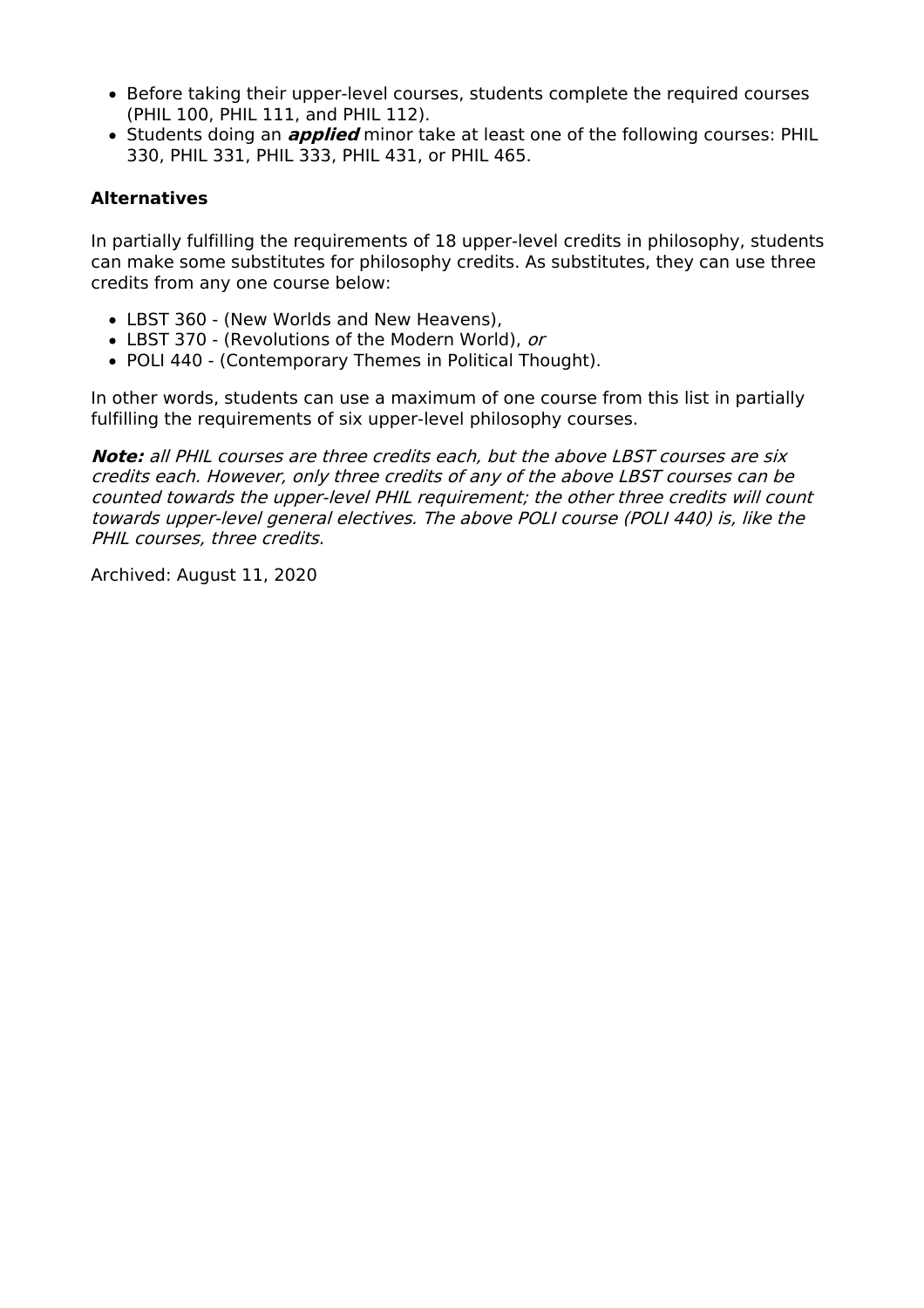- Before taking their upper-level courses, students complete the required courses (PHIL 100, PHIL 111, and PHIL 112).
- Students doing an ***applied*** minor take at least one of the following courses: PHIL 330, PHIL 331, PHIL 333, PHIL 431, or PHIL 465.

### Alternatives

In partially fulfilling the requirements of 18 upper-level credits in philosophy, students can make some substitutes for philosophy credits. As substitutes, they can use three credits from any one course below:

- LBST 360 - (New Worlds and New Heavens),
- LBST 370 - (Revolutions of the Modern World), *or*
- POLI 440 - (Contemporary Themes in Political Thought).

In other words, students can use a maximum of one course from this list in partially fulfilling the requirements of six upper-level philosophy courses.

***Note:*** *all PHIL courses are three credits each, but the above LBST courses are six credits each. However, only three credits of any of the above LBST courses can be counted towards the upper-level PHIL requirement; the other three credits will count towards upper-level general electives. The above POLI course (POLI 440) is, like the PHIL courses, three credits.*

Archived: August 11, 2020